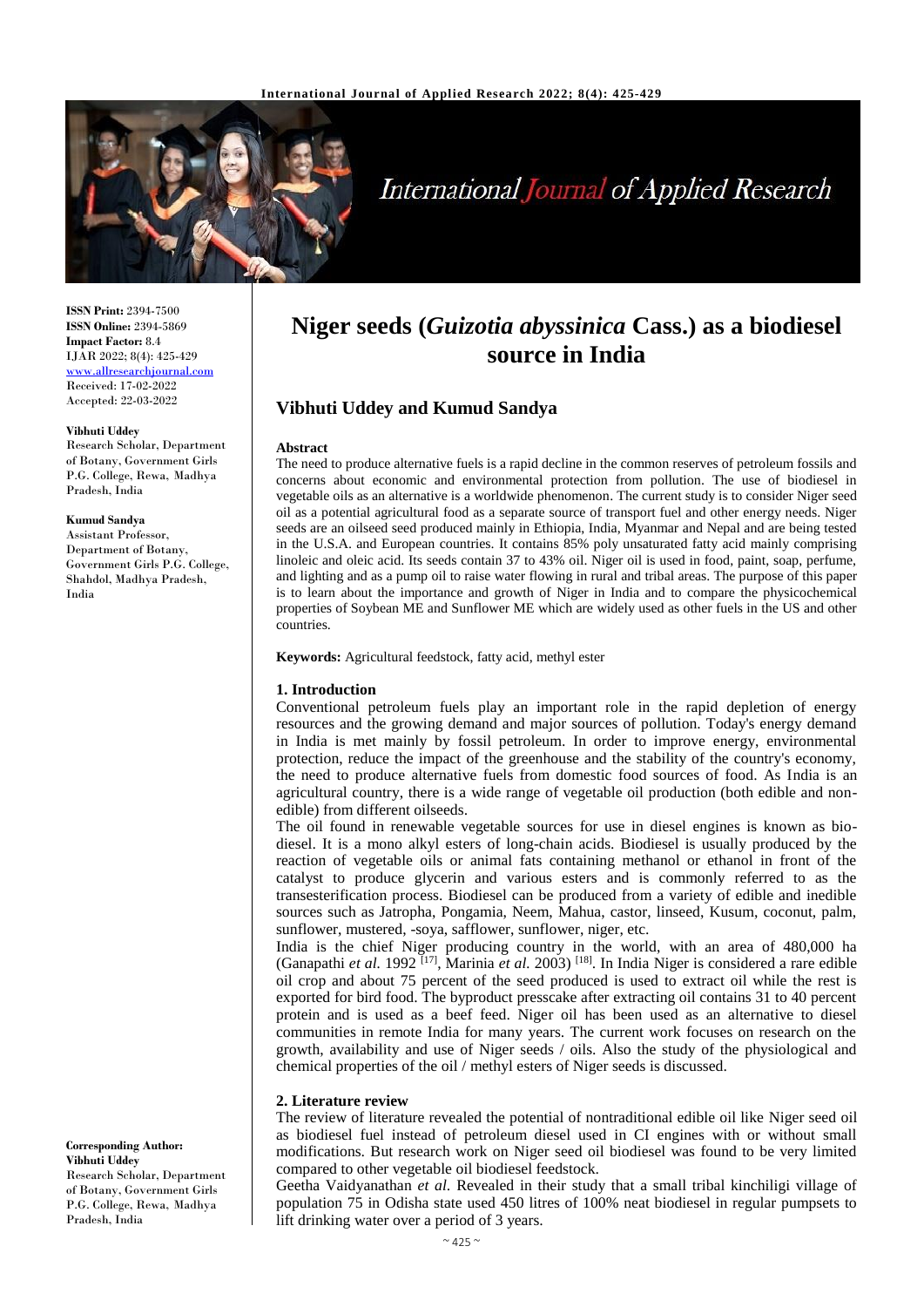# Niger seeds (*Guizotia abyssinica* Cass.) as a biodiesel source in India

## Vibhuti Uddey and Kumud Sandya

**ISSN Print:** 2394-7500
**ISSN Online:** 2394-5869
**Impact Factor:** 8.4
IJAR 2022; 8(4): 425-429
www.allresearchjournal.com
Received: 17-02-2022
Accepted: 22-03-2022

**Vibhuti Uddey**
Research Scholar, Department of Botany, Government Girls P.G. College, Rewa, Madhya Pradesh, India

**Kumud Sandya**
Assistant Professor, Department of Botany, Government Girls P.G. College, Shahdol, Madhya Pradesh, India

**Corresponding Author:**
**Vibhuti Uddey**
Research Scholar, Department of Botany, Government Girls P.G. College, Rewa, Madhya Pradesh, India

### Abstract

The need to produce alternative fuels is a rapid decline in the common reserves of petroleum fossils and concerns about economic and environmental protection from pollution. The use of biodiesel in vegetable oils as an alternative is a worldwide phenomenon. The current study is to consider Niger seed oil as a potential agricultural food as a separate source of transport fuel and other energy needs. Niger seeds are an oilseed seed produced mainly in Ethiopia, India, Myanmar and Nepal and are being tested in the U.S.A. and European countries. It contains 85% poly unsaturated fatty acid mainly comprising linoleic and oleic acid. Its seeds contain 37 to 43% oil. Niger oil is used in food, paint, soap, perfume, and lighting and as a pump oil to raise water flowing in rural and tribal areas. The purpose of this paper is to learn about the importance and growth of Niger in India and to compare the physicochemical properties of Soybean ME and Sunflower ME which are widely used as other fuels in the US and other countries.

**Keywords:** Agricultural feedstock, fatty acid, methyl ester

### 1. Introduction

Conventional petroleum fuels play an important role in the rapid depletion of energy resources and the growing demand and major sources of pollution. Today's energy demand in India is met mainly by fossil petroleum. In order to improve energy, environmental protection, reduce the impact of the greenhouse and the stability of the country's economy, the need to produce alternative fuels from domestic food sources of food. As India is an agricultural country, there is a wide range of vegetable oil production (both edible and non-edible) from different oilseeds.

The oil found in renewable vegetable sources for use in diesel engines is known as bio-diesel. It is a mono alkyl esters of long-chain acids. Biodiesel is usually produced by the reaction of vegetable oils or animal fats containing methanol or ethanol in front of the catalyst to produce glycerin and various esters and is commonly referred to as the transesterification process. Biodiesel can be produced from a variety of edible and inedible sources such as Jatropha, Pongamia, Neem, Mahua, castor, linseed, Kusum, coconut, palm, sunflower, mustered, -soya, safflower, sunflower, niger, etc.

India is the chief Niger producing country in the world, with an area of 480,000 ha (Ganapathi *et al.* 1992 [17], Marinia *et al.* 2003) [18]. In India Niger is considered a rare edible oil crop and about 75 percent of the seed produced is used to extract oil while the rest is exported for bird food. The byproduct presscake after extracting oil contains 31 to 40 percent protein and is used as a beef feed. Niger oil has been used as an alternative to diesel communities in remote India for many years. The current work focuses on research on the growth, availability and use of Niger seeds / oils. Also the study of the physiological and chemical properties of the oil / methyl esters of Niger seeds is discussed.

### 2. Literature review

The review of literature revealed the potential of nontraditional edible oil like Niger seed oil as biodiesel fuel instead of petroleum diesel used in CI engines with or without small modifications. But research work on Niger seed oil biodiesel was found to be very limited compared to other vegetable oil biodiesel feedstock.

Geetha Vaidyanathan *et al.* Revealed in their study that a small tribal kinchiligi village of population 75 in Odisha state used 450 litres of 100% neat biodiesel in regular pumpsets to lift drinking water over a period of 3 years.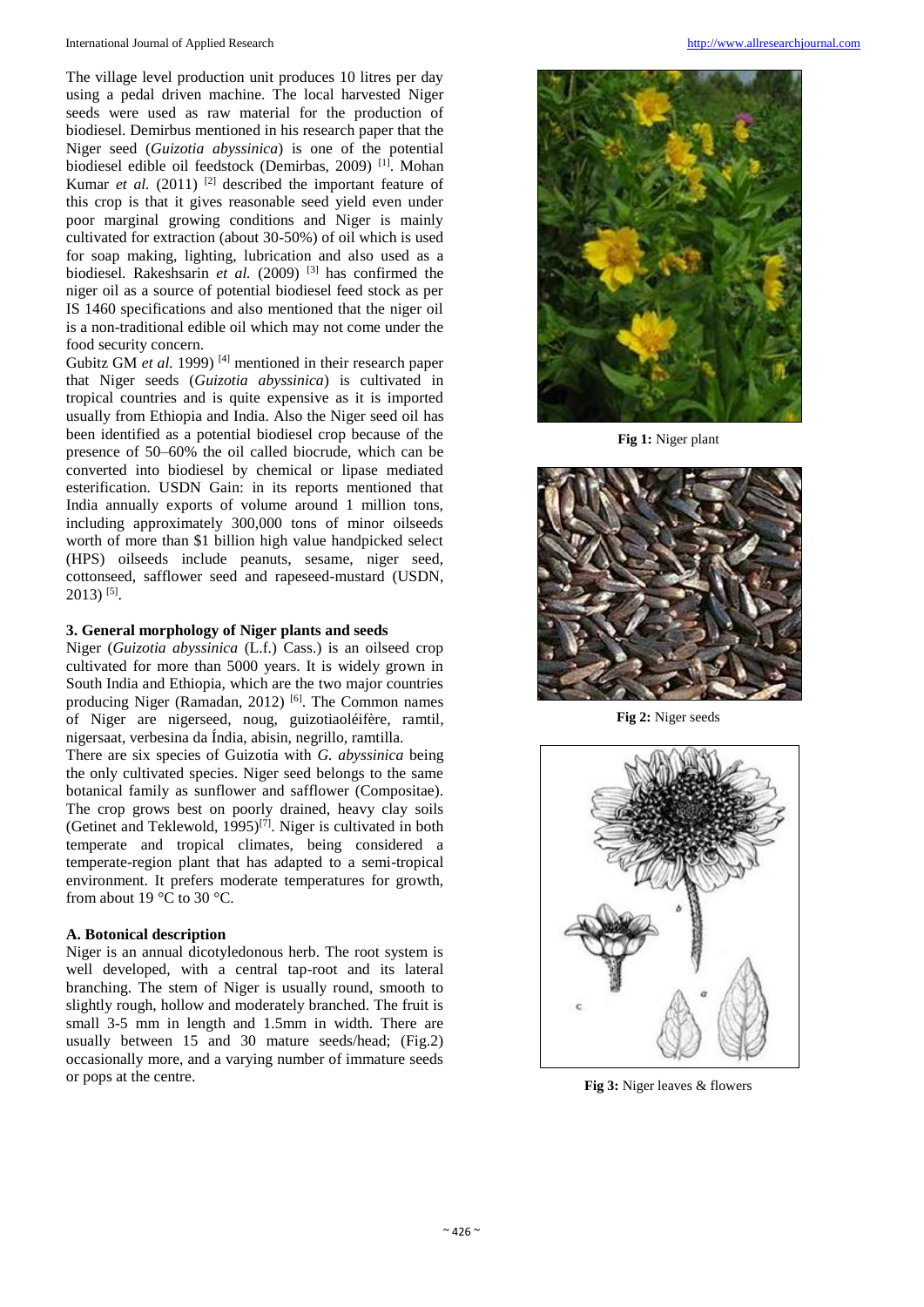The village level production unit produces 10 litres per day using a pedal driven machine. The local harvested Niger seeds were used as raw material for the production of biodiesel. Demirbus mentioned in his research paper that the Niger seed (*Guizotia abyssinica*) is one of the potential biodiesel edible oil feedstock (Demirbas, 2009) [1]. Mohan Kumar *et al.* (2011) [2] described the important feature of this crop is that it gives reasonable seed yield even under poor marginal growing conditions and Niger is mainly cultivated for extraction (about 30-50%) of oil which is used for soap making, lighting, lubrication and also used as a biodiesel. Rakeshsarin *et al.* (2009) [3] has confirmed the niger oil as a source of potential biodiesel feed stock as per IS 1460 specifications and also mentioned that the niger oil is a non-traditional edible oil which may not come under the food security concern.

Gubitz GM *et al.* 1999) [4] mentioned in their research paper that Niger seeds (*Guizotia abyssinica*) is cultivated in tropical countries and is quite expensive as it is imported usually from Ethiopia and India. Also the Niger seed oil has been identified as a potential biodiesel crop because of the presence of 50–60% the oil called biocrude, which can be converted into biodiesel by chemical or lipase mediated esterification. USDN Gain: in its reports mentioned that India annually exports of volume around 1 million tons, including approximately 300,000 tons of minor oilseeds worth of more than $1 billion high value handpicked select (HPS) oilseeds include peanuts, sesame, niger seed, cottonseed, safflower seed and rapeseed-mustard (USDN, 2013) [5].

### 3. General morphology of Niger plants and seeds

Niger (*Guizotia abyssinica* (L.f.) Cass.) is an oilseed crop cultivated for more than 5000 years. It is widely grown in South India and Ethiopia, which are the two major countries producing Niger (Ramadan, 2012) [6]. The Common names of Niger are nigerseed, noug, guizotiaoléifère, ramtil, nigersaat, verbesina da Índia, abisin, negrillo, ramtilla.

There are six species of Guizotia with *G. abyssinica* being the only cultivated species. Niger seed belongs to the same botanical family as sunflower and safflower (Compositae). The crop grows best on poorly drained, heavy clay soils (Getinet and Teklewold, 1995)[7]. Niger is cultivated in both temperate and tropical climates, being considered a temperate-region plant that has adapted to a semi-tropical environment. It prefers moderate temperatures for growth, from about 19 °C to 30 °C.

#### A. Botonical description

Niger is an annual dicotyledonous herb. The root system is well developed, with a central tap-root and its lateral branching. The stem of Niger is usually round, smooth to slightly rough, hollow and moderately branched. The fruit is small 3-5 mm in length and 1.5mm in width. There are usually between 15 and 30 mature seeds/head; (Fig.2) occasionally more, and a varying number of immature seeds or pops at the centre.

**Fig 1:** Niger plant

**Fig 2:** Niger seeds

**Fig 3:** Niger leaves & flowers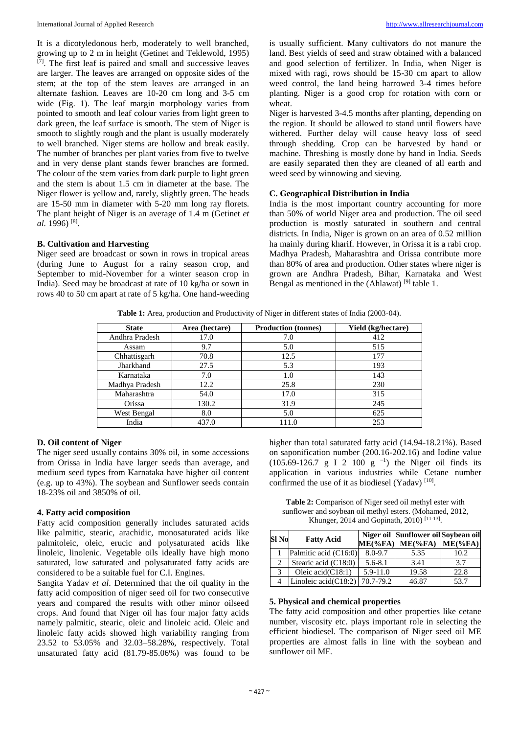It is a dicotyledonous herb, moderately to well branched, growing up to 2 m in height (Getinet and Teklewold, 1995) [7]. The first leaf is paired and small and successive leaves are larger. The leaves are arranged on opposite sides of the stem; at the top of the stem leaves are arranged in an alternate fashion. Leaves are 10-20 cm long and 3-5 cm wide (Fig. 1). The leaf margin morphology varies from pointed to smooth and leaf colour varies from light green to dark green, the leaf surface is smooth. The stem of Niger is smooth to slightly rough and the plant is usually moderately to well branched. Niger stems are hollow and break easily. The number of branches per plant varies from five to twelve and in very dense plant stands fewer branches are formed. The colour of the stem varies from dark purple to light green and the stem is about 1.5 cm in diameter at the base. The Niger flower is yellow and, rarely, slightly green. The heads are 15-50 mm in diameter with 5-20 mm long ray florets. The plant height of Niger is an average of 1.4 m (Getinet *et al.* 1996) [8].

### B. Cultivation and Harvesting

Niger seed are broadcast or sown in rows in tropical areas (during June to August for a rainy season crop, and September to mid-November for a winter season crop in India). Seed may be broadcast at rate of 10 kg/ha or sown in rows 40 to 50 cm apart at rate of 5 kg/ha. One hand-weeding is usually sufficient. Many cultivators do not manure the land. Best yields of seed and straw obtained with a balanced and good selection of fertilizer. In India, when Niger is mixed with ragi, rows should be 15-30 cm apart to allow weed control, the land being harrowed 3-4 times before planting. Niger is a good crop for rotation with corn or wheat.

Niger is harvested 3-4.5 months after planting, depending on the region. It should be allowed to stand until flowers have withered. Further delay will cause heavy loss of seed through shedding. Crop can be harvested by hand or machine. Threshing is mostly done by hand in India. Seeds are easily separated then they are cleaned of all earth and weed seed by winnowing and sieving.

### C. Geographical Distribution in India

India is the most important country accounting for more than 50% of world Niger area and production. The oil seed production is mostly saturated in southern and central districts. In India, Niger is grown on an area of 0.52 million ha mainly during kharif. However, in Orissa it is a rabi crop. Madhya Pradesh, Maharashtra and Orissa contribute more than 80% of area and production. Other states where niger is grown are Andhra Pradesh, Bihar, Karnataka and West Bengal as mentioned in the (Ahlawat) [9] table 1.

**Table 1:** Area, production and Productivity of Niger in different states of India (2003-04).

| State | Area (hectare) | Production (tonnes) | Yield (kg/hectare) |
|---|---|---|---|
| Andhra Pradesh | 17.0 | 7.0 | 412 |
| Assam | 9.7 | 5.0 | 515 |
| Chhattisgarh | 70.8 | 12.5 | 177 |
| Jharkhand | 27.5 | 5.3 | 193 |
| Karnataka | 7.0 | 1.0 | 143 |
| Madhya Pradesh | 12.2 | 25.8 | 230 |
| Maharashtra | 54.0 | 17.0 | 315 |
| Orissa | 130.2 | 31.9 | 245 |
| West Bengal | 8.0 | 5.0 | 625 |
| India | 437.0 | 111.0 | 253 |

### D. Oil content of Niger

The niger seed usually contains 30% oil, in some accessions from Orissa in India have larger seeds than average, and medium seed types from Karnataka have higher oil content (e.g. up to 43%). The soybean and Sunflower seeds contain 18-23% oil and 3850% of oil.

## 4. Fatty acid composition

Fatty acid composition generally includes saturated acids like palmitic, stearic, arachidic, monosaturated acids like palmitoleic, oleic, erucic and polysaturated acids like linoleic, linolenic. Vegetable oils ideally have high mono saturated, low saturated and polysaturated fatty acids are considered to be a suitable fuel for C.I. Engines.

Sangita Yadav *et al*. Determined that the oil quality in the fatty acid composition of niger seed oil for two consecutive years and compared the results with other minor oilseed crops. And found that Niger oil has four major fatty acids namely palmitic, stearic, oleic and linoleic acid. Oleic and linoleic fatty acids showed high variability ranging from 23.52 to 53.05% and 32.03–58.28%, respectively. Total unsaturated fatty acid (81.79-85.06%) was found to be higher than total saturated fatty acid (14.94-18.21%). Based on saponification number (200.16-202.16) and Iodine value (105.69-126.7 g I 2 100 g $^{-1}$) the Niger oil finds its application in various industries while Cetane number confirmed the use of it as biodiesel (Yadav) [10].

**Table 2:** Comparison of Niger seed oil methyl ester with sunflower and soybean oil methyl esters. (Mohamed, 2012, Khunger, 2014 and Gopinath, 2010) [11-13].

| Sl No | Fatty Acid | Niger oil ME(%FA) | Sunflower oil ME(%FA) | Soybean oil ME(%FA) |
|---|---|---|---|---|
| 1 | Palmitic acid (C16:0) | 8.0-9.7 | 5.35 | 10.2 |
| 2 | Stearic acid (C18:0) | 5.6-8.1 | 3.41 | 3.7 |
| 3 | Oleic acid(C18:1) | 5.9-11.0 | 19.58 | 22.8 |
| 4 | Linoleic acid(C18:2) | 70.7-79.2 | 46.87 | 53.7 |

## 5. Physical and chemical properties

The fatty acid composition and other properties like cetane number, viscosity etc. plays important role in selecting the efficient biodiesel. The comparison of Niger seed oil ME properties are almost falls in line with the soybean and sunflower oil ME.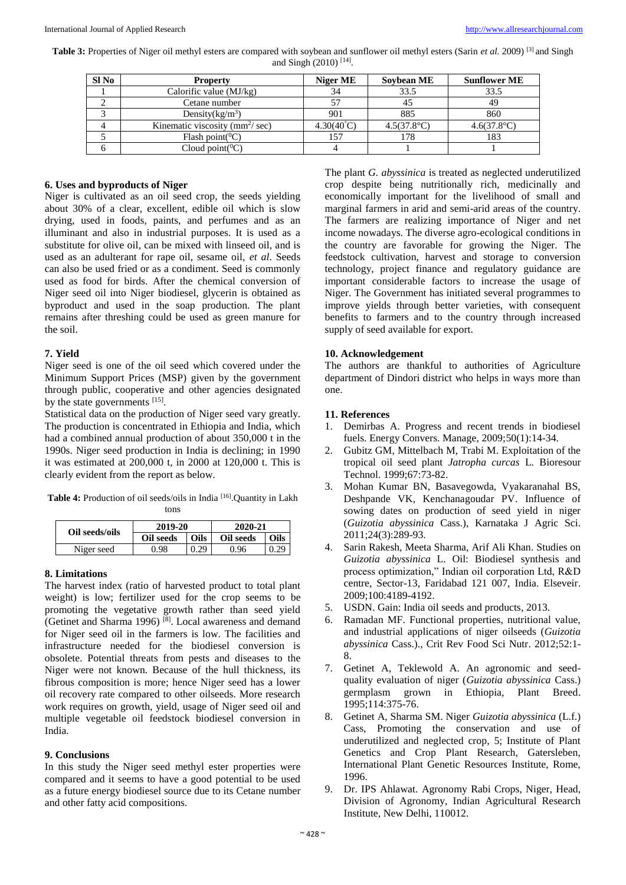**Table 3:** Properties of Niger oil methyl esters are compared with soybean and sunflower oil methyl esters (Sarin *et al.* 2009) [3] and Singh and Singh (2010) [14].

| Sl No | Property | Niger ME | Soybean ME | Sunflower ME |
|---|---|---|---|---|
| 1 | Calorific value (MJ/kg) | 34 | 33.5 | 33.5 |
| 2 | Cetane number | 57 | 45 | 49 |
| 3 | Density($kg/m^3$) | 901 | 885 | 860 |
| 4 | Kinematic viscosity ($mm^2$/ sec) | 4.30(40°C) | 4.5(37.8°C) | 4.6(37.8°C) |
| 5 | Flash point(°C) | 157 | 178 | 183 |
| 6 | Cloud point(°C) | 4 | 1 | 1 |

### 6. Uses and byproducts of Niger

Niger is cultivated as an oil seed crop, the seeds yielding about 30% of a clear, excellent, edible oil which is slow drying, used in foods, paints, and perfumes and as an illuminant and also in industrial purposes. It is used as a substitute for olive oil, can be mixed with linseed oil, and is used as an adulterant for rape oil, sesame oil, *et al*. Seeds can also be used fried or as a condiment. Seed is commonly used as food for birds. After the chemical conversion of Niger seed oil into Niger biodiesel, glycerin is obtained as byproduct and used in the soap production. The plant remains after threshing could be used as green manure for the soil.

### 7. Yield

Niger seed is one of the oil seed which covered under the Minimum Support Prices (MSP) given by the government through public, cooperative and other agencies designated by the state governments [15].

Statistical data on the production of Niger seed vary greatly. The production is concentrated in Ethiopia and India, which had a combined annual production of about 350,000 t in the 1990s. Niger seed production in India is declining; in 1990 it was estimated at 200,000 t, in 2000 at 120,000 t. This is clearly evident from the report as below.

**Table 4:** Production of oil seeds/oils in India [16].Quantity in Lakh tons

| Oil seeds/oils | 2019-20 | | 2020-21 | |
|---|---|---|---|---|
| | Oil seeds | Oils | Oil seeds | Oils |
| Niger seed | 0.98 | 0.29 | 0.96 | 0.29 |

### 8. Limitations

The harvest index (ratio of harvested product to total plant weight) is low; fertilizer used for the crop seems to be promoting the vegetative growth rather than seed yield (Getinet and Sharma 1996) [8]. Local awareness and demand for Niger seed oil in the farmers is low. The facilities and infrastructure needed for the biodiesel conversion is obsolete. Potential threats from pests and diseases to the Niger were not known. Because of the hull thickness, its fibrous composition is more; hence Niger seed has a lower oil recovery rate compared to other oilseeds. More research work requires on growth, yield, usage of Niger seed oil and multiple vegetable oil feedstock biodiesel conversion in India.

### 9. Conclusions

In this study the Niger seed methyl ester properties were compared and it seems to have a good potential to be used as a future energy biodiesel source due to its Cetane number and other fatty acid compositions.

The plant *G. abyssinica* is treated as neglected underutilized crop despite being nutritionally rich, medicinally and economically important for the livelihood of small and marginal farmers in arid and semi-arid areas of the country. The farmers are realizing importance of Niger and net income nowadays. The diverse agro-ecological conditions in the country are favorable for growing the Niger. The feedstock cultivation, harvest and storage to conversion technology, project finance and regulatory guidance are important considerable factors to increase the usage of Niger. The Government has initiated several programmes to improve yields through better varieties, with consequent benefits to farmers and to the country through increased supply of seed available for export.

### 10. Acknowledgement

The authors are thankful to authorities of Agriculture department of Dindori district who helps in ways more than one.

### 11. References

1. Demirbas A. Progress and recent trends in biodiesel fuels. Energy Convers. Manage, 2009;50(1):14-34.
2. Gubitz GM, Mittelbach M, Trabi M. Exploitation of the tropical oil seed plant *Jatropha curcas* L. Bioresour Technol. 1999;67:73-82.
3. Mohan Kumar BN, Basavegowda, Vyakaranahal BS, Deshpande VK, Kenchanagoudar PV. Influence of sowing dates on production of seed yield in niger (*Guizotia abyssinica* Cass.), Karnataka J Agric Sci. 2011;24(3):289-93.
4. Sarin Rakesh, Meeta Sharma, Arif Ali Khan. Studies on *Guizotia abyssinica* L. Oil: Biodiesel synthesis and process optimization," Indian oil corporation Ltd, R&D centre, Sector-13, Faridabad 121 007, India. Elseveir. 2009;100:4189-4192.
5. USDN. Gain: India oil seeds and products, 2013.
6. Ramadan MF. Functional properties, nutritional value, and industrial applications of niger oilseeds (*Guizotia abyssinica* Cass.)., Crit Rev Food Sci Nutr. 2012;52:1-8.
7. Getinet A, Teklewold A. An agronomic and seed-quality evaluation of niger (*Guizotia abyssinica* Cass.) germplasm grown in Ethiopia, Plant Breed. 1995;114:375-76.
8. Getinet A, Sharma SM. Niger *Guizotia abyssinica* (L.f.) Cass, Promoting the conservation and use of underutilized and neglected crop, 5; Institute of Plant Genetics and Crop Plant Research, Gatersleben, International Plant Genetic Resources Institute, Rome, 1996.
9. Dr. IPS Ahlawat. Agronomy Rabi Crops, Niger, Head, Division of Agronomy, Indian Agricultural Research Institute, New Delhi, 110012.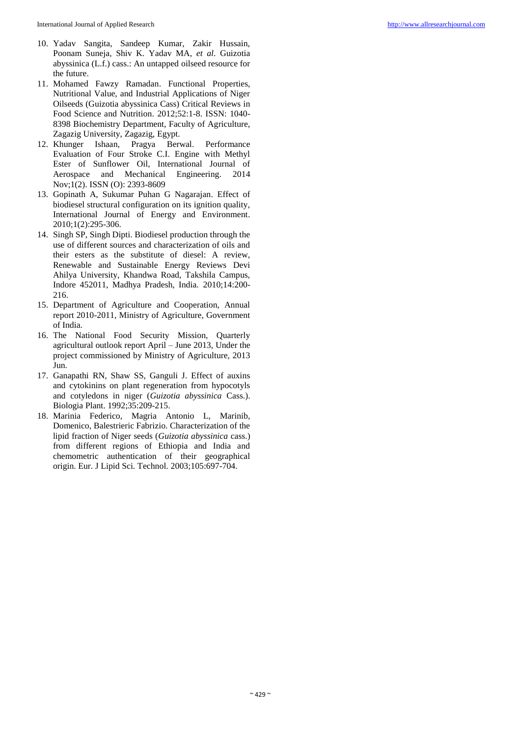10. Yadav Sangita, Sandeep Kumar, Zakir Hussain, Poonam Suneja, Shiv K. Yadav MA, *et al*. Guizotia abyssinica (L.f.) cass.: An untapped oilseed resource for the future.
11. Mohamed Fawzy Ramadan. Functional Properties, Nutritional Value, and Industrial Applications of Niger Oilseeds (Guizotia abyssinica Cass) Critical Reviews in Food Science and Nutrition. 2012;52:1-8. ISSN: 1040-8398 Biochemistry Department, Faculty of Agriculture, Zagazig University, Zagazig, Egypt.
12. Khunger Ishaan, Pragya Berwal. Performance Evaluation of Four Stroke C.I. Engine with Methyl Ester of Sunflower Oil, International Journal of Aerospace and Mechanical Engineering. 2014 Nov;1(2). ISSN (O): 2393-8609
13. Gopinath A, Sukumar Puhan G Nagarajan. Effect of biodiesel structural configuration on its ignition quality, International Journal of Energy and Environment. 2010;1(2):295-306.
14. Singh SP, Singh Dipti. Biodiesel production through the use of different sources and characterization of oils and their esters as the substitute of diesel: A review, Renewable and Sustainable Energy Reviews Devi Ahilya University, Khandwa Road, Takshila Campus, Indore 452011, Madhya Pradesh, India. 2010;14:200-216.
15. Department of Agriculture and Cooperation, Annual report 2010-2011, Ministry of Agriculture, Government of India.
16. The National Food Security Mission, Quarterly agricultural outlook report April – June 2013, Under the project commissioned by Ministry of Agriculture, 2013 Jun.
17. Ganapathi RN, Shaw SS, Ganguli J. Effect of auxins and cytokinins on plant regeneration from hypocotyls and cotyledons in niger (*Guizotia abyssinica* Cass.). Biologia Plant. 1992;35:209-215.
18. Marinia Federico, Magria Antonio L, Marinib, Domenico, Balestrieric Fabrizio. Characterization of the lipid fraction of Niger seeds (*Guizotia abyssinica* cass.) from different regions of Ethiopia and India and chemometric authentication of their geographical origin. Eur. J Lipid Sci. Technol. 2003;105:697-704.